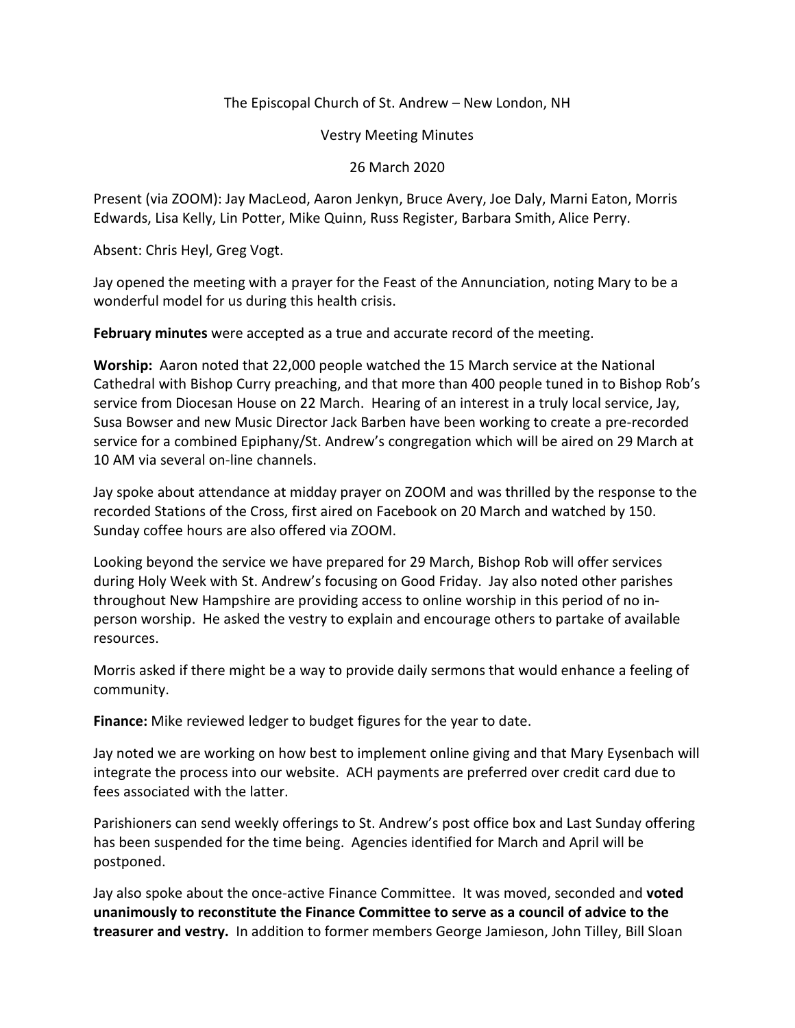The Episcopal Church of St. Andrew – New London, NH

Vestry Meeting Minutes

26 March 2020

Present (via ZOOM): Jay MacLeod, Aaron Jenkyn, Bruce Avery, Joe Daly, Marni Eaton, Morris Edwards, Lisa Kelly, Lin Potter, Mike Quinn, Russ Register, Barbara Smith, Alice Perry.

Absent: Chris Heyl, Greg Vogt.

Jay opened the meeting with a prayer for the Feast of the Annunciation, noting Mary to be a wonderful model for us during this health crisis.

**February minutes** were accepted as a true and accurate record of the meeting.

**Worship:** Aaron noted that 22,000 people watched the 15 March service at the National Cathedral with Bishop Curry preaching, and that more than 400 people tuned in to Bishop Rob's service from Diocesan House on 22 March. Hearing of an interest in a truly local service, Jay, Susa Bowser and new Music Director Jack Barben have been working to create a pre-recorded service for a combined Epiphany/St. Andrew's congregation which will be aired on 29 March at 10 AM via several on-line channels.

Jay spoke about attendance at midday prayer on ZOOM and was thrilled by the response to the recorded Stations of the Cross, first aired on Facebook on 20 March and watched by 150. Sunday coffee hours are also offered via ZOOM.

Looking beyond the service we have prepared for 29 March, Bishop Rob will offer services during Holy Week with St. Andrew's focusing on Good Friday. Jay also noted other parishes throughout New Hampshire are providing access to online worship in this period of no in-person worship. He asked the vestry to explain and encourage others to partake of available resources.

Morris asked if there might be a way to provide daily sermons that would enhance a feeling of community.

**Finance:** Mike reviewed ledger to budget figures for the year to date.

Jay noted we are working on how best to implement online giving and that Mary Eysenbach will integrate the process into our website. ACH payments are preferred over credit card due to fees associated with the latter.

Parishioners can send weekly offerings to St. Andrew's post office box and Last Sunday offering has been suspended for the time being. Agencies identified for March and April will be postponed.

Jay also spoke about the once-active Finance Committee. It was moved, seconded and **voted unanimously to reconstitute the Finance Committee to serve as a council of advice to the treasurer and vestry.** In addition to former members George Jamieson, John Tilley, Bill Sloan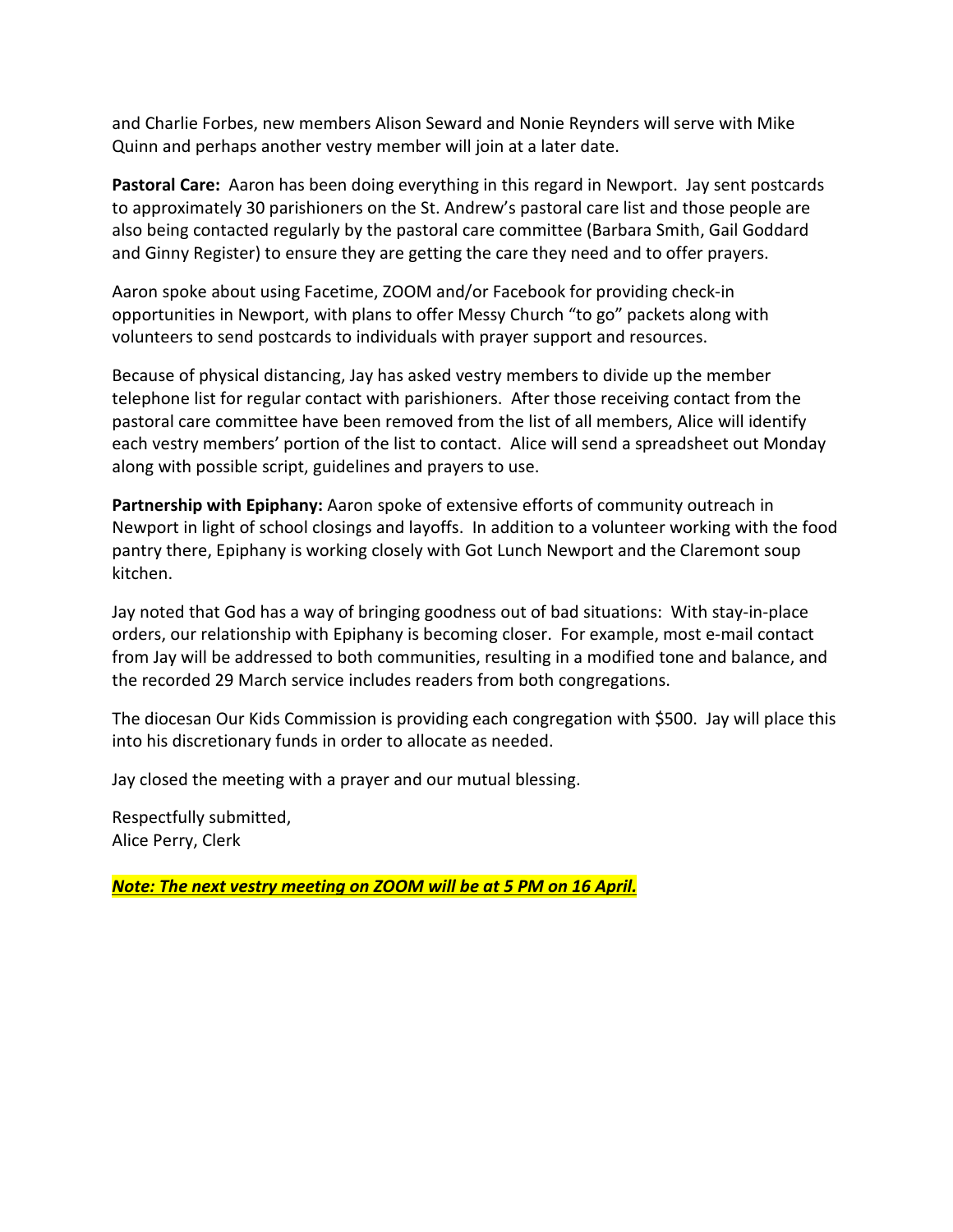and Charlie Forbes, new members Alison Seward and Nonie Reynders will serve with Mike Quinn and perhaps another vestry member will join at a later date.

**Pastoral Care:** Aaron has been doing everything in this regard in Newport. Jay sent postcards to approximately 30 parishioners on the St. Andrew's pastoral care list and those people are also being contacted regularly by the pastoral care committee (Barbara Smith, Gail Goddard and Ginny Register) to ensure they are getting the care they need and to offer prayers.

Aaron spoke about using Facetime, ZOOM and/or Facebook for providing check-in opportunities in Newport, with plans to offer Messy Church "to go" packets along with volunteers to send postcards to individuals with prayer support and resources.

Because of physical distancing, Jay has asked vestry members to divide up the member telephone list for regular contact with parishioners. After those receiving contact from the pastoral care committee have been removed from the list of all members, Alice will identify each vestry members' portion of the list to contact. Alice will send a spreadsheet out Monday along with possible script, guidelines and prayers to use.

**Partnership with Epiphany:** Aaron spoke of extensive efforts of community outreach in Newport in light of school closings and layoffs. In addition to a volunteer working with the food pantry there, Epiphany is working closely with Got Lunch Newport and the Claremont soup kitchen.

Jay noted that God has a way of bringing goodness out of bad situations: With stay-in-place orders, our relationship with Epiphany is becoming closer. For example, most e-mail contact from Jay will be addressed to both communities, resulting in a modified tone and balance, and the recorded 29 March service includes readers from both congregations.

The diocesan Our Kids Commission is providing each congregation with $500. Jay will place this into his discretionary funds in order to allocate as needed.

Jay closed the meeting with a prayer and our mutual blessing.

Respectfully submitted,
Alice Perry, Clerk

***Note: The next vestry meeting on ZOOM will be at 5 PM on 16 April.***